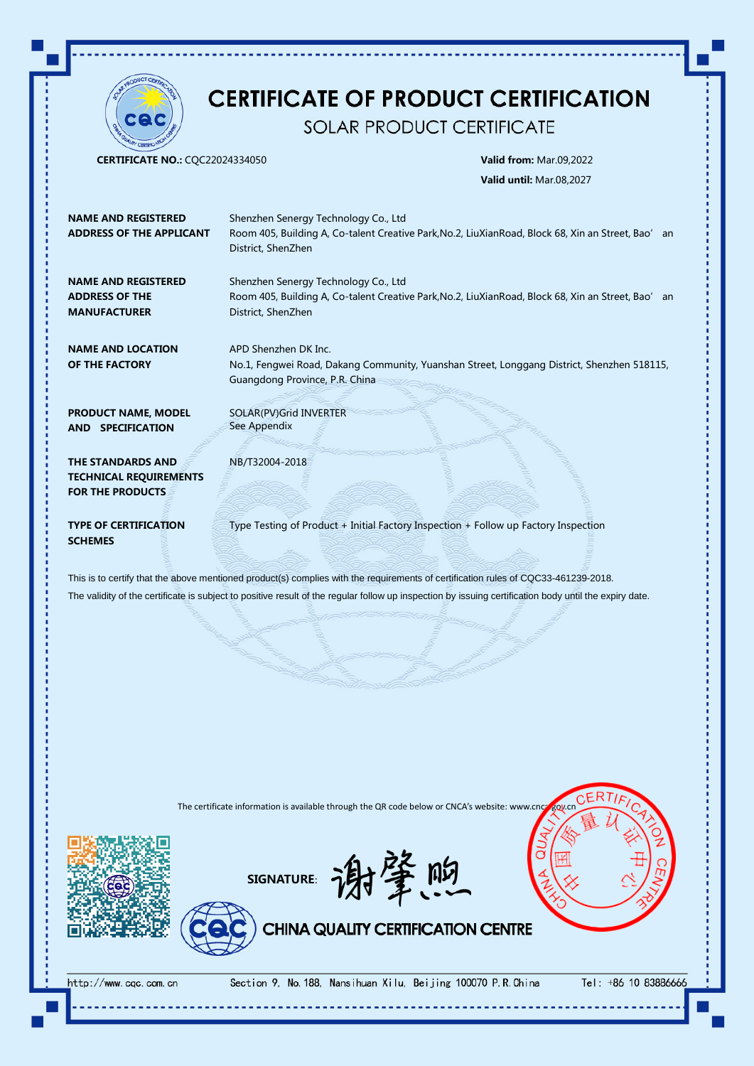# CERTIFICATE OF PRODUCT CERTIFICATION

## SOLAR PRODUCT CERTIFICATE

**CERTIFICATE NO.:** CQC22024334050

**Valid from:** Mar.09,2022

**Valid until:** Mar.08,2027

| | |
|---|---|
| **NAME AND REGISTERED ADDRESS OF THE APPLICANT** | Shenzhen Senergy Technology Co., Ltd<br>Room 405, Building A, Co-talent Creative Park,No.2, LiuXianRoad, Block 68, Xin an Street, Bao' an District, ShenZhen |
| **NAME AND REGISTERED ADDRESS OF THE MANUFACTURER** | Shenzhen Senergy Technology Co., Ltd<br>Room 405, Building A, Co-talent Creative Park,No.2, LiuXianRoad, Block 68, Xin an Street, Bao' an District, ShenZhen |
| **NAME AND LOCATION OF THE FACTORY** | APD Shenzhen DK Inc.<br>No.1, Fengwei Road, Dakang Community, Yuanshan Street, Longgang District, Shenzhen 518115, Guangdong Province, P.R. China |
| **PRODUCT NAME, MODEL AND SPECIFICATION** | SOLAR(PV)Grid INVERTER<br>See Appendix |
| **THE STANDARDS AND TECHNICAL REQUIREMENTS FOR THE PRODUCTS** | NB/T32004-2018 |
| **TYPE OF CERTIFICATION SCHEMES** | Type Testing of Product + Initial Factory Inspection + Follow up Factory Inspection |

This is to certify that the above mentioned product(s) complies with the requirements of certification rules of CQC33-461239-2018.

The validity of the certificate is subject to positive result of the regular follow up inspection by issuing certification body until the expiry date.

The certificate information is available through the QR code below or CNCA's website: www.cnca.gov.cn

SIGNATURE: 谢肇煦

CHINA QUALITY CERTIFICATION CENTRE

中国质量认证中心 CHINA QUALITY CERTIFICATION CENTRE

http://www.cqc.com.cn Section 9, No.188, Nansihuan Xilu, Beijing 100070 P.R.China Tel: +86 10 83886666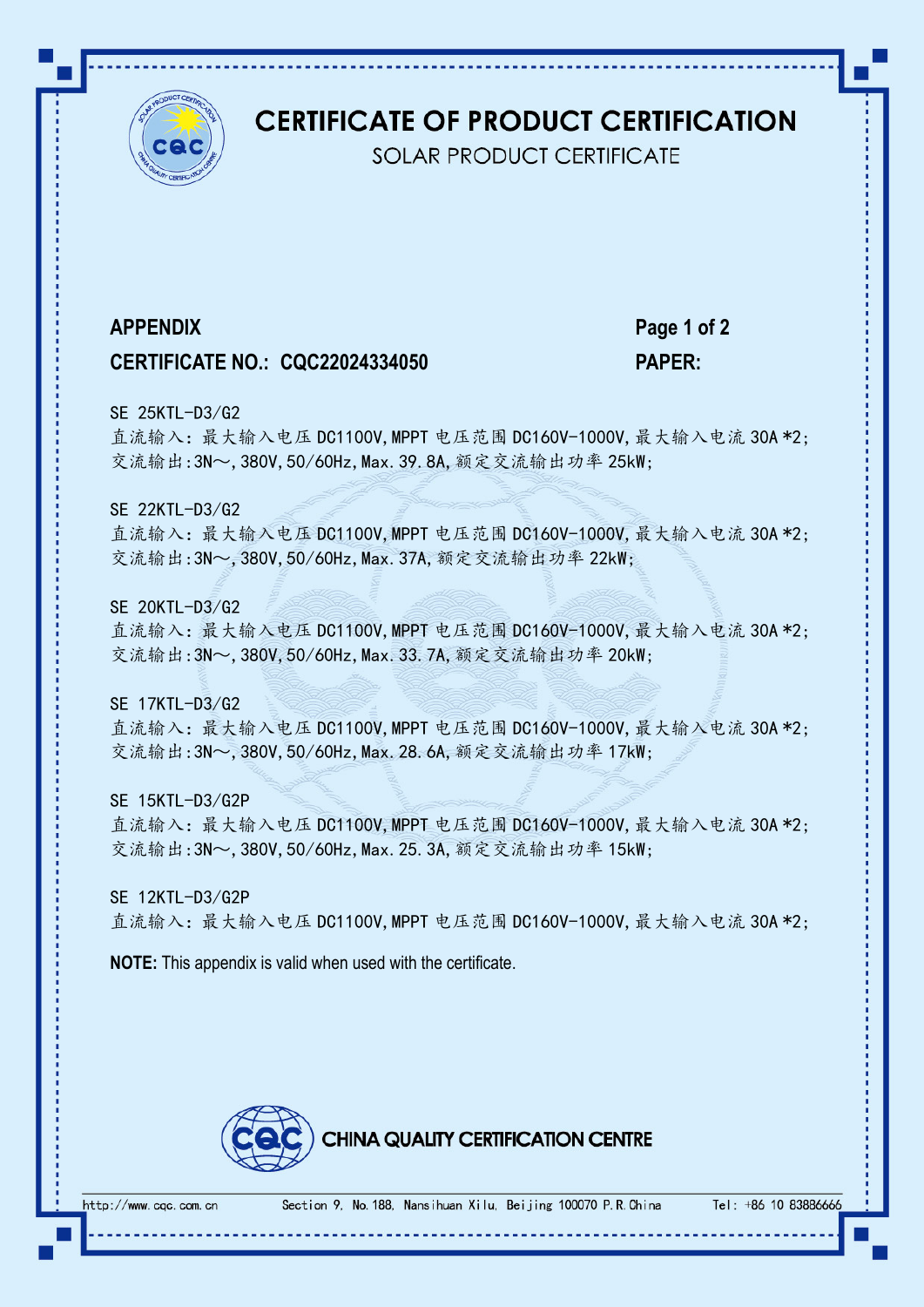# CERTIFICATE OF PRODUCT CERTIFICATION

SOLAR PRODUCT CERTIFICATE

**APPENDIX**

**CERTIFICATE NO.: CQC22024334050**

**Page 1 of 2**

**PAPER:**

SE 25KTL-D3/G2
直流输入：最大输入电压 DC1100V,MPPT 电压范围 DC160V-1000V,最大输入电流 30A *2;
交流输出:3N～,380V,50/60Hz,Max.39.8A,额定交流输出功率 25kW;

SE 22KTL-D3/G2
直流输入：最大输入电压 DC1100V,MPPT 电压范围 DC160V-1000V,最大输入电流 30A *2;
交流输出:3N～,380V,50/60Hz,Max.37A,额定交流输出功率 22kW;

SE 20KTL-D3/G2
直流输入：最大输入电压 DC1100V,MPPT 电压范围 DC160V-1000V,最大输入电流 30A *2;
交流输出:3N～,380V,50/60Hz,Max.33.7A,额定交流输出功率 20kW;

SE 17KTL-D3/G2
直流输入：最大输入电压 DC1100V,MPPT 电压范围 DC160V-1000V,最大输入电流 30A *2;
交流输出:3N～,380V,50/60Hz,Max.28.6A,额定交流输出功率 17kW;

SE 15KTL-D3/G2P
直流输入：最大输入电压 DC1100V,MPPT 电压范围 DC160V-1000V,最大输入电流 30A *2;
交流输出:3N～,380V,50/60Hz,Max.25.3A,额定交流输出功率 15kW;

SE 12KTL-D3/G2P
直流输入：最大输入电压 DC1100V,MPPT 电压范围 DC160V-1000V,最大输入电流 30A *2;

**NOTE:** This appendix is valid when used with the certificate.

CHINA QUALITY CERTIFICATION CENTRE

http://www.cqc.com.cn Section 9, No.188, Nansihuan Xilu, Beijing 100070 P.R.China Tel: +86 10 83886666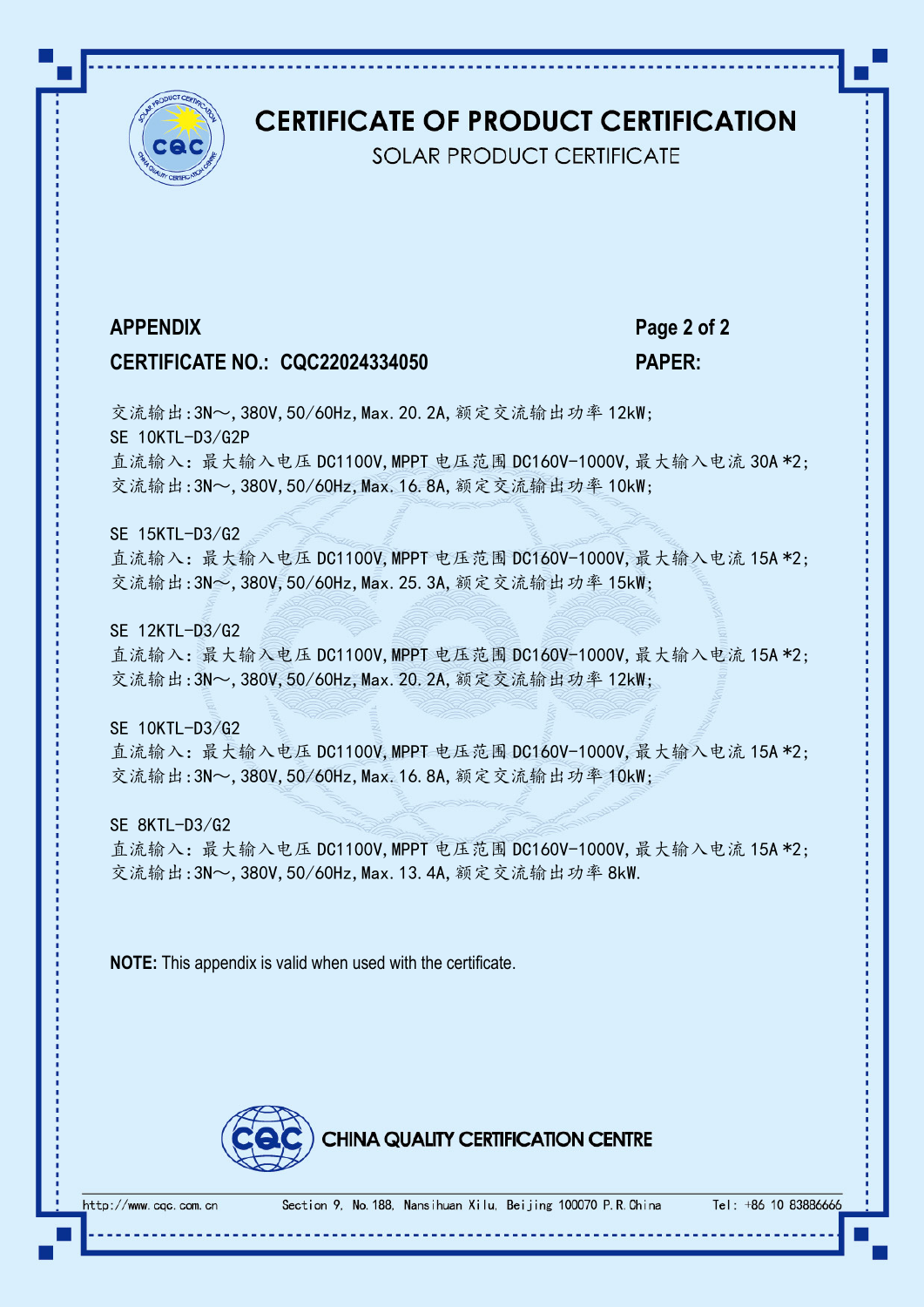# CERTIFICATE OF PRODUCT CERTIFICATION

SOLAR PRODUCT CERTIFICATE

**APPENDIX**

**CERTIFICATE NO.: CQC22024334050**

**PAPER:**

交流输出:3N～,380V,50/60Hz,Max.20.2A,额定交流输出功率 12kW;

SE 10KTL-D3/G2P

直流输入：最大输入电压 DC1100V,MPPT 电压范围 DC160V-1000V,最大输入电流 30A *2;

交流输出:3N～,380V,50/60Hz,Max.16.8A,额定交流输出功率 10kW;

SE 15KTL-D3/G2

直流输入：最大输入电压 DC1100V,MPPT 电压范围 DC160V-1000V,最大输入电流 15A *2;

交流输出:3N～,380V,50/60Hz,Max.25.3A,额定交流输出功率 15kW;

SE 12KTL-D3/G2

直流输入：最大输入电压 DC1100V,MPPT 电压范围 DC160V-1000V,最大输入电流 15A *2;

交流输出:3N～,380V,50/60Hz,Max.20.2A,额定交流输出功率 12kW;

SE 10KTL-D3/G2

直流输入：最大输入电压 DC1100V,MPPT 电压范围 DC160V-1000V,最大输入电流 15A *2;

交流输出:3N～,380V,50/60Hz,Max.16.8A,额定交流输出功率 10kW;

SE 8KTL-D3/G2

直流输入：最大输入电压 DC1100V,MPPT 电压范围 DC160V-1000V,最大输入电流 15A *2;

交流输出:3N～,380V,50/60Hz,Max.13.4A,额定交流输出功率 8kW.

**NOTE:** This appendix is valid when used with the certificate.

CHINA QUALITY CERTIFICATION CENTRE

http://www.cqc.com.cn Section 9, No.188, Nansihuan Xilu, Beijing 100070 P.R.China Tel: +86 10 83886666